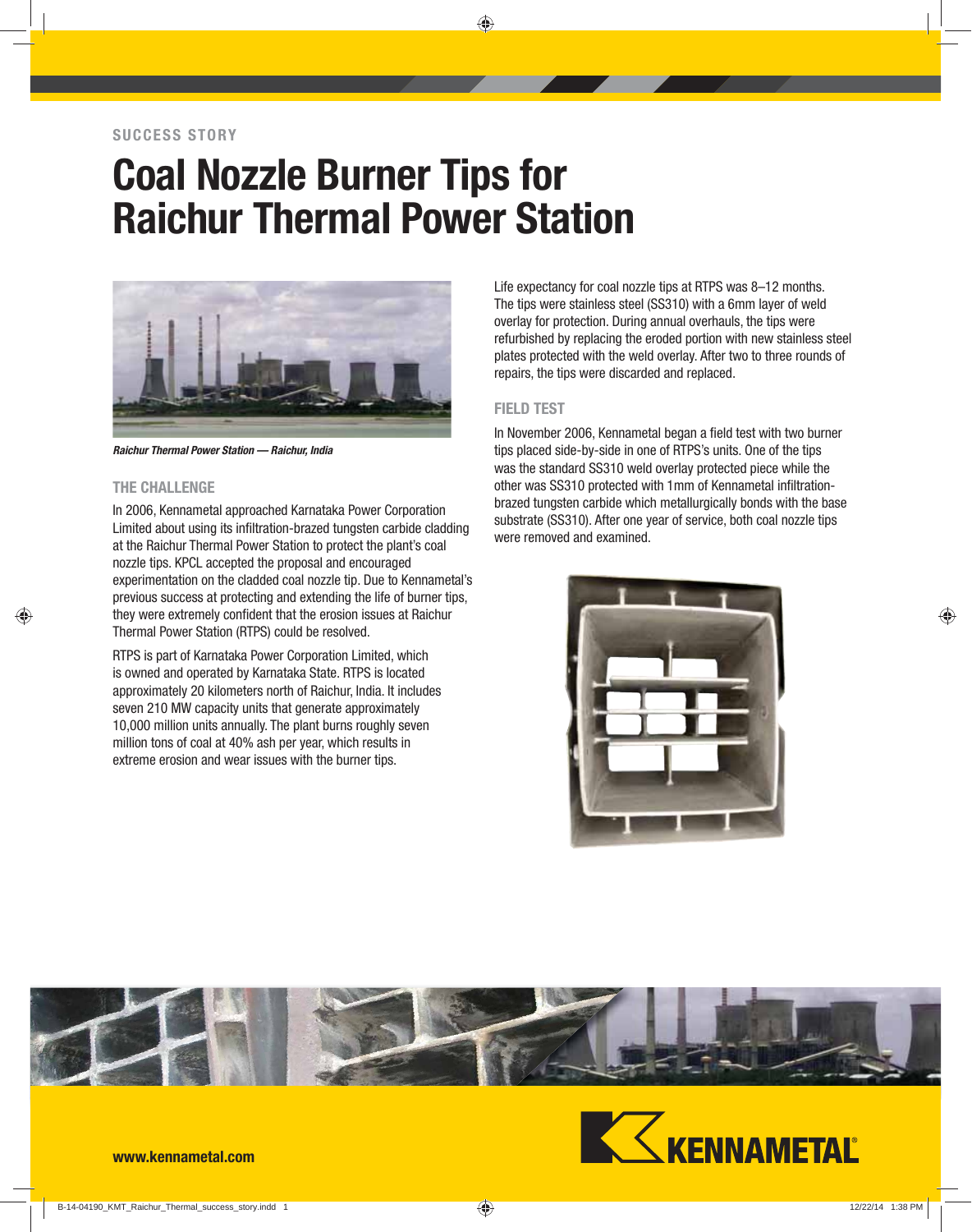SUCCESS STORY

# Coal Nozzle Burner Tips for Raichur Thermal Power Station

*Raichur Thermal Power Station — Raichur, India*

## THE CHALLENGE

In 2006, Kennametal approached Karnataka Power Corporation Limited about using its infiltration-brazed tungsten carbide cladding at the Raichur Thermal Power Station to protect the plant's coal nozzle tips. KPCL accepted the proposal and encouraged experimentation on the cladded coal nozzle tip. Due to Kennametal's previous success at protecting and extending the life of burner tips, they were extremely confident that the erosion issues at Raichur Thermal Power Station (RTPS) could be resolved.

RTPS is part of Karnataka Power Corporation Limited, which is owned and operated by Karnataka State. RTPS is located approximately 20 kilometers north of Raichur, India. It includes seven 210 MW capacity units that generate approximately 10,000 million units annually. The plant burns roughly seven million tons of coal at 40% ash per year, which results in extreme erosion and wear issues with the burner tips.

Life expectancy for coal nozzle tips at RTPS was 8–12 months. The tips were stainless steel (SS310) with a 6mm layer of weld overlay for protection. During annual overhauls, the tips were refurbished by replacing the eroded portion with new stainless steel plates protected with the weld overlay. After two to three rounds of repairs, the tips were discarded and replaced.

## FIELD TEST

In November 2006, Kennametal began a field test with two burner tips placed side-by-side in one of RTPS's units. One of the tips was the standard SS310 weld overlay protected piece while the other was SS310 protected with 1mm of Kennametal infiltration-brazed tungsten carbide which metallurgically bonds with the base substrate (SS310). After one year of service, both coal nozzle tips were removed and examined.

**www.kennametal.com**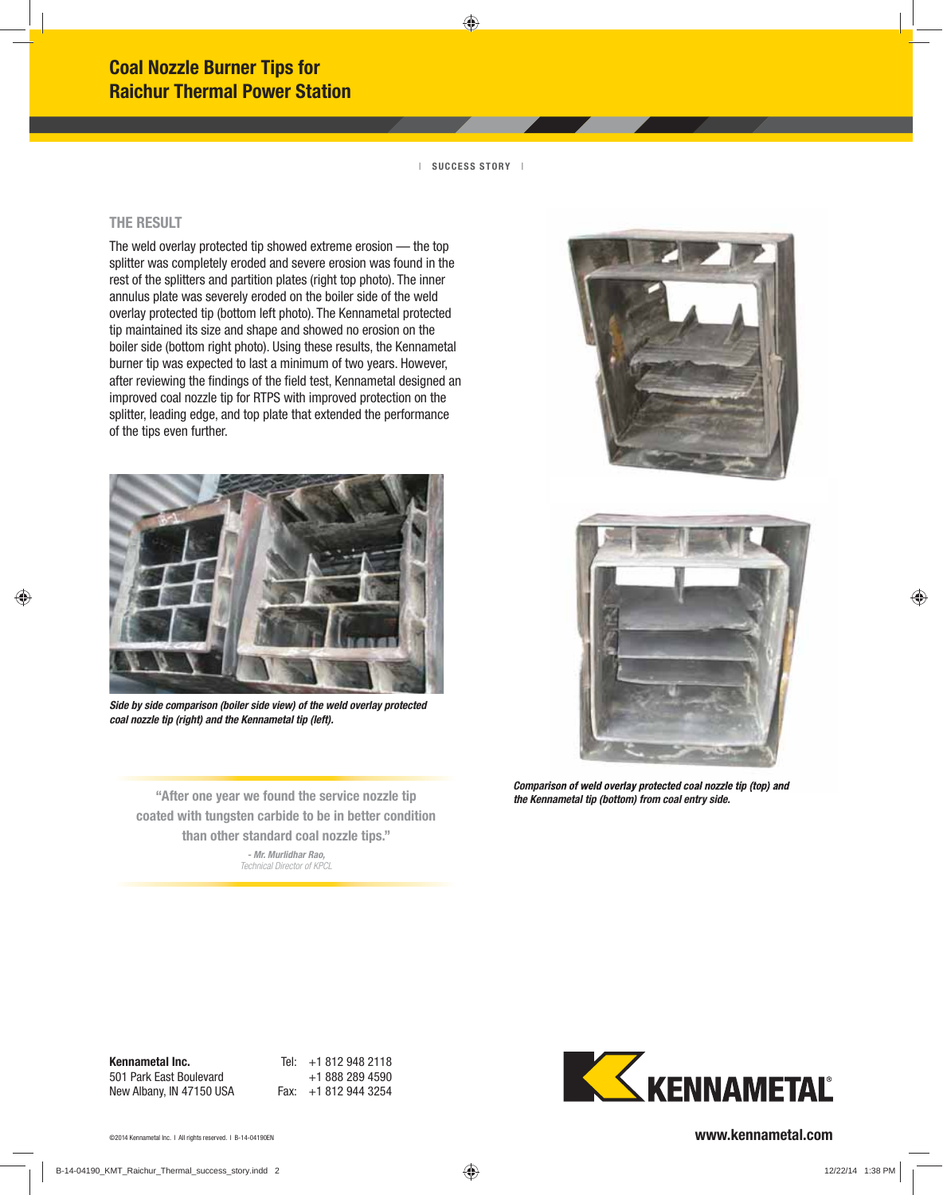# Coal Nozzle Burner Tips for Raichur Thermal Power Station

SUCCESS STORY

## THE RESULT

The weld overlay protected tip showed extreme erosion — the top splitter was completely eroded and severe erosion was found in the rest of the splitters and partition plates (right top photo). The inner annulus plate was severely eroded on the boiler side of the weld overlay protected tip (bottom left photo). The Kennametal protected tip maintained its size and shape and showed no erosion on the boiler side (bottom right photo). Using these results, the Kennametal burner tip was expected to last a minimum of two years. However, after reviewing the findings of the field test, Kennametal designed an improved coal nozzle tip for RTPS with improved protection on the splitter, leading edge, and top plate that extended the performance of the tips even further.

***Side by side comparison (boiler side view) of the weld overlay protected coal nozzle tip (right) and the Kennametal tip (left).***

***Comparison of weld overlay protected coal nozzle tip (top) and the Kennametal tip (bottom) from coal entry side.***

**"After one year we found the service nozzle tip coated with tungsten carbide to be in better condition than other standard coal nozzle tips."**

*- Mr. Murlidhar Rao,*
*Technical Director of KPCL*

**Kennametal Inc.**
501 Park East Boulevard
New Albany, IN 47150 USA

Tel: +1 812 948 2118
+1 888 289 4590
Fax: +1 812 944 3254

KENNAMETAL®

**www.kennametal.com**

©2014 Kennametal Inc. | All rights reserved. | B-14-04190EN